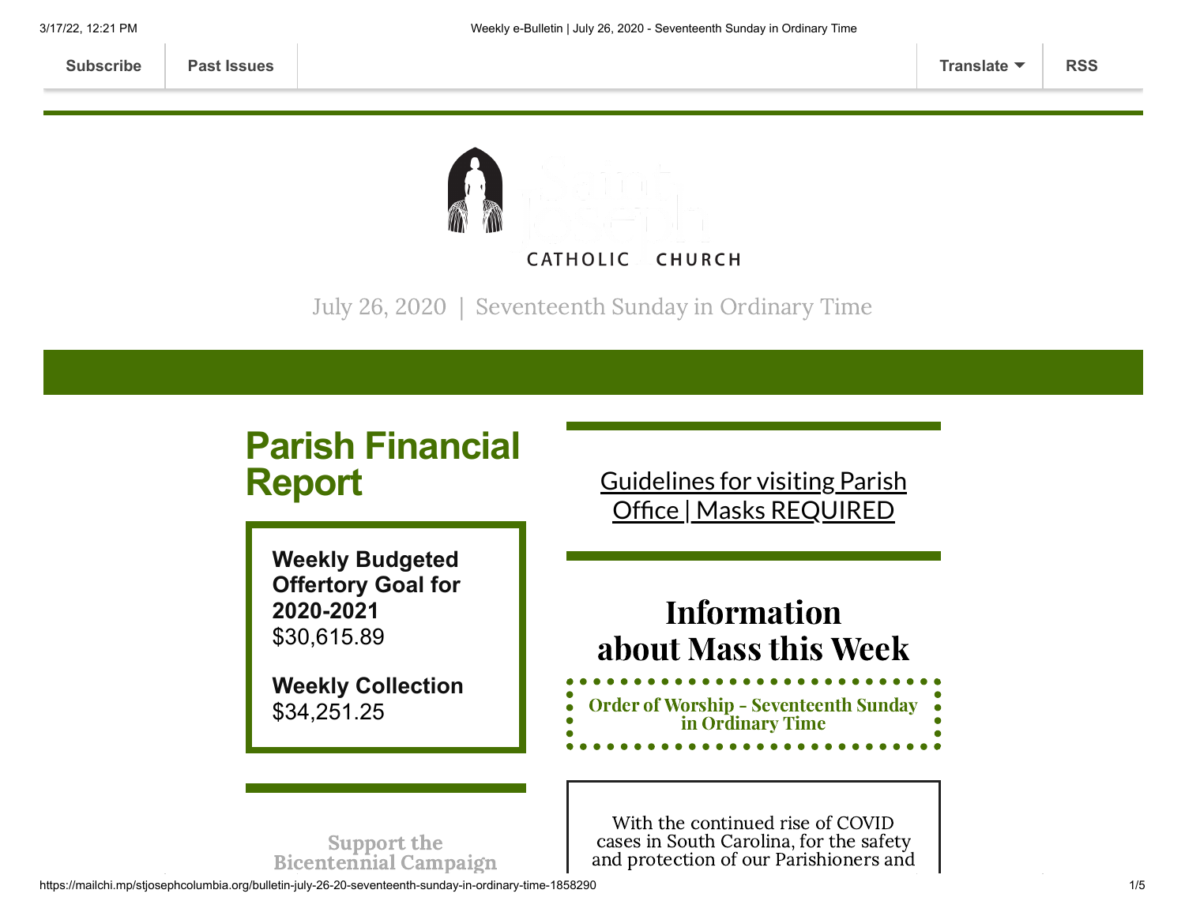Subscribe | Past Issues | Translate | RSS

CATHOLIC CHURCH

July 26, 2020 | Seventeenth Sunday in Ordinary Time

## Parish Financial Report

**Weekly Budgeted Offertory Goal for 2020-2021**
$30,615.89

**Weekly Collection**
$34,251.25

Support the Bicentennial Campaign

Guidelines for visiting Parish Office | Masks REQUIRED

## Information about Mass this Week

Order of Worship - Seventeenth Sunday in Ordinary Time

With the continued rise of COVID cases in South Carolina, for the safety and protection of our Parishioners and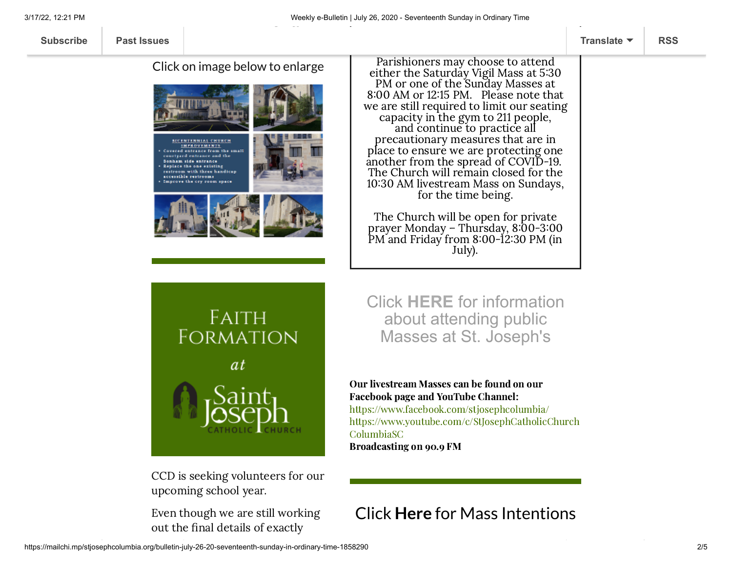Click on image below to enlarge

BICENTENNIAL CHURCH IMPROVEMENTS

- Covered entrance from the small courtyard entrance and the Donham side entrance
- Replace the one existing restroom with three handicap accessible restrooms
- Improve the cry room space

FAITH FORMATION at Saint Joseph CATHOLIC CHURCH

CCD is seeking volunteers for our upcoming school year.

Even though we are still working out the final details of exactly

Parishioners may choose to attend either the Saturday Vigil Mass at 5:30 PM or one of the Sunday Masses at 8:00 AM or 12:15 PM. Please note that we are still required to limit our seating capacity in the gym to 211 people, and continue to practice all precautionary measures that are in place to ensure we are protecting one another from the spread of COVID-19. The Church will remain closed for the 10:30 AM livestream Mass on Sundays, for the time being.

The Church will be open for private prayer Monday – Thursday, 8:00-3:00 PM and Friday from 8:00-12:30 PM (in July).

Click **HERE** for information about attending public Masses at St. Joseph's

**Our livestream Masses can be found on our Facebook page and YouTube Channel:**
https://www.facebook.com/stjosephcolumbia/
https://www.youtube.com/c/StJosephCatholicChurchColumbiaSC
**Broadcasting on 90.9 FM**

Click **Here** for Mass Intentions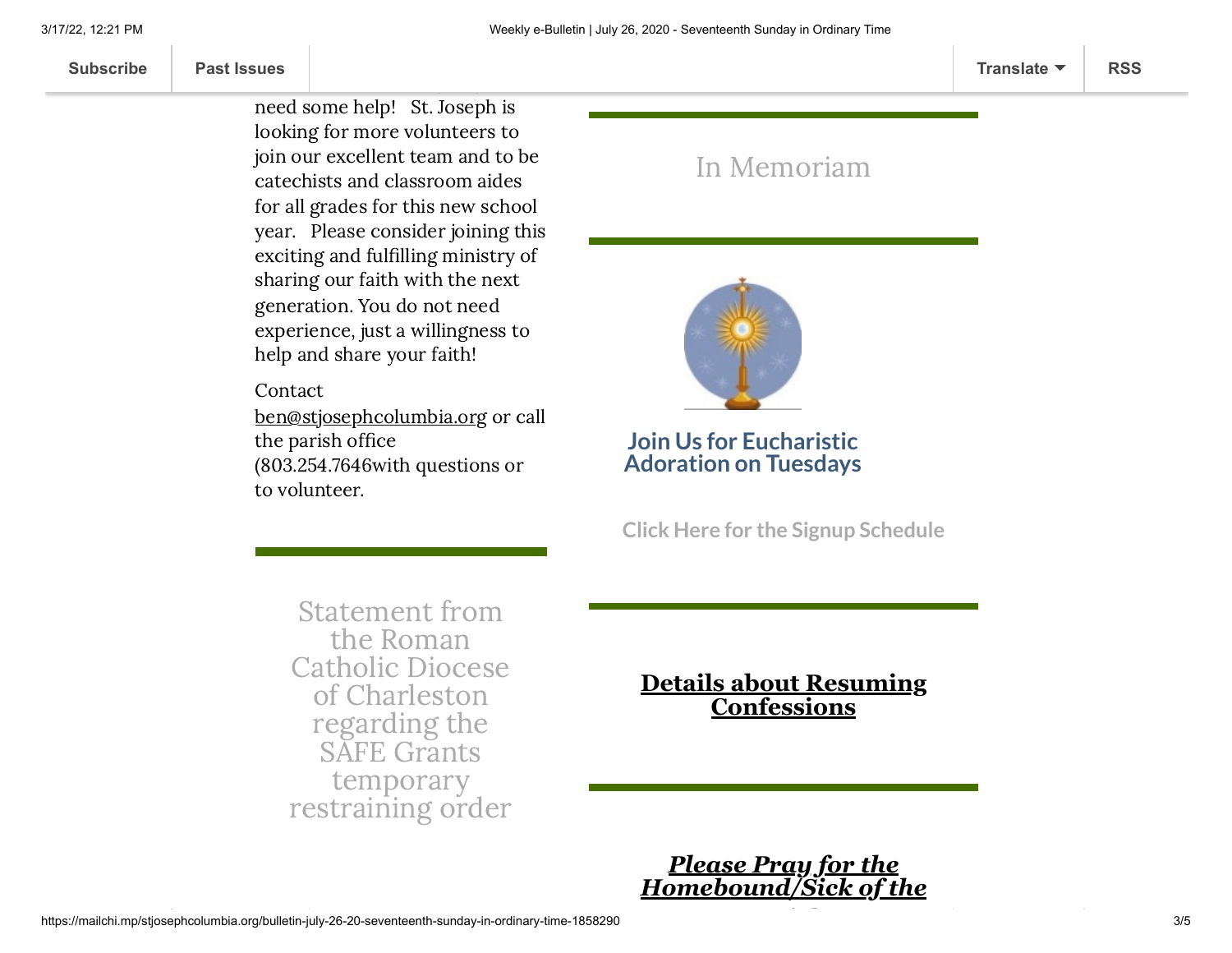need some help! St. Joseph is looking for more volunteers to join our excellent team and to be catechists and classroom aides for all grades for this new school year. Please consider joining this exciting and fulfilling ministry of sharing our faith with the next generation. You do not need experience, just a willingness to help and share your faith!

Contact ben@stjosephcolumbia.org or call the parish office (803.254.7646with questions or to volunteer.

## Statement from the Roman Catholic Diocese of Charleston regarding the SAFE Grants temporary restraining order

## In Memoriam

## Join Us for Eucharistic Adoration on Tuesdays

Click Here for the Signup Schedule

## **Details about Resuming Confessions**

## ***Please Pray for the Homebound/Sick of the***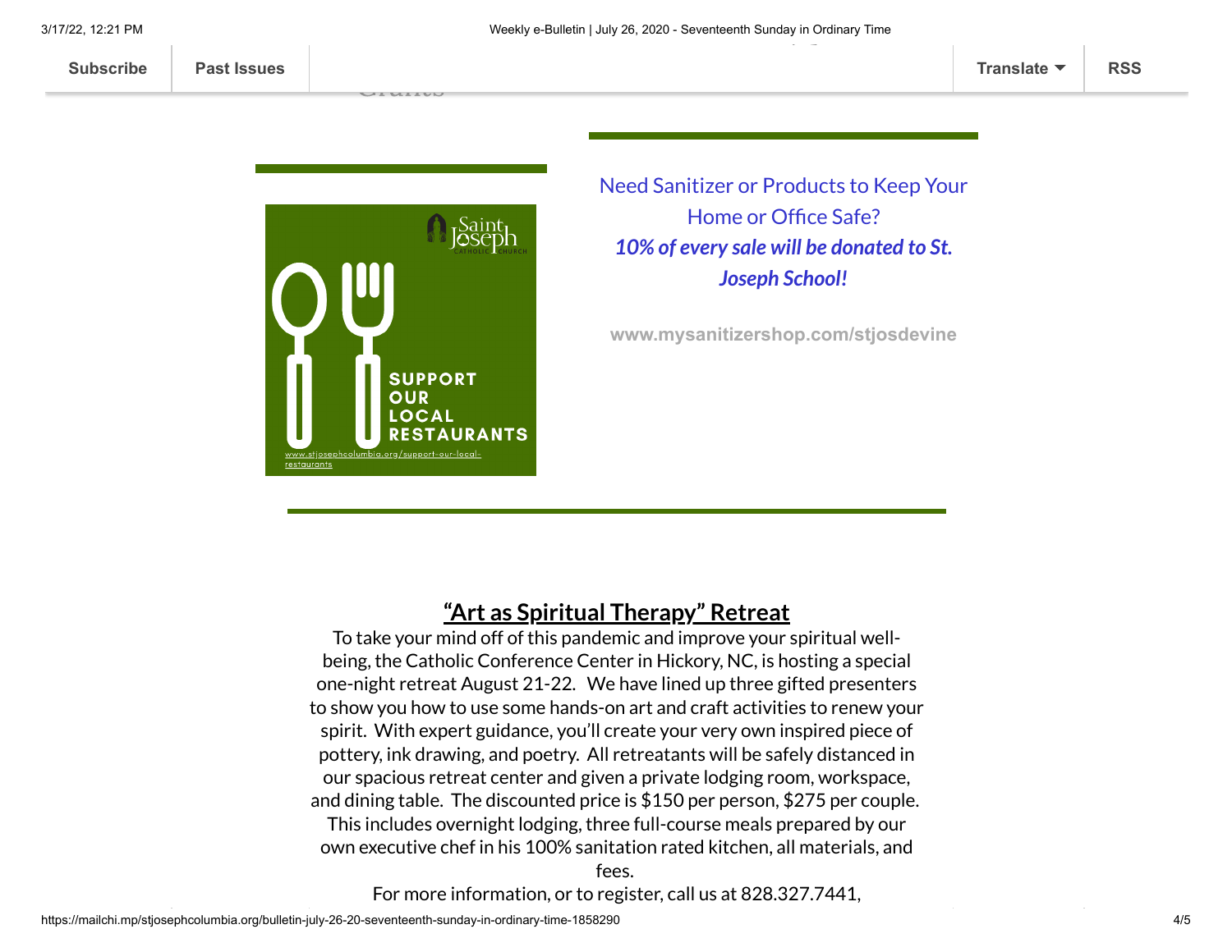Subscribe | Past Issues | Translate | RSS

SUPPORT OUR LOCAL RESTAURANTS

www.stjosephcolumbia.org/support-our-local-restaurants

Need Sanitizer or Products to Keep Your Home or Office Safe?

***10% of every sale will be donated to St. Joseph School!***

**www.mysanitizershop.com/stjosdevine**

## "Art as Spiritual Therapy" Retreat

To take your mind off of this pandemic and improve your spiritual well-being, the Catholic Conference Center in Hickory, NC, is hosting a special one-night retreat August 21-22. We have lined up three gifted presenters to show you how to use some hands-on art and craft activities to renew your spirit. With expert guidance, you'll create your very own inspired piece of pottery, ink drawing, and poetry. All retreatants will be safely distanced in our spacious retreat center and given a private lodging room, workspace, and dining table. The discounted price is $150 per person, $275 per couple. This includes overnight lodging, three full-course meals prepared by our own executive chef in his 100% sanitation rated kitchen, all materials, and fees.

For more information, or to register, call us at 828.327.7441,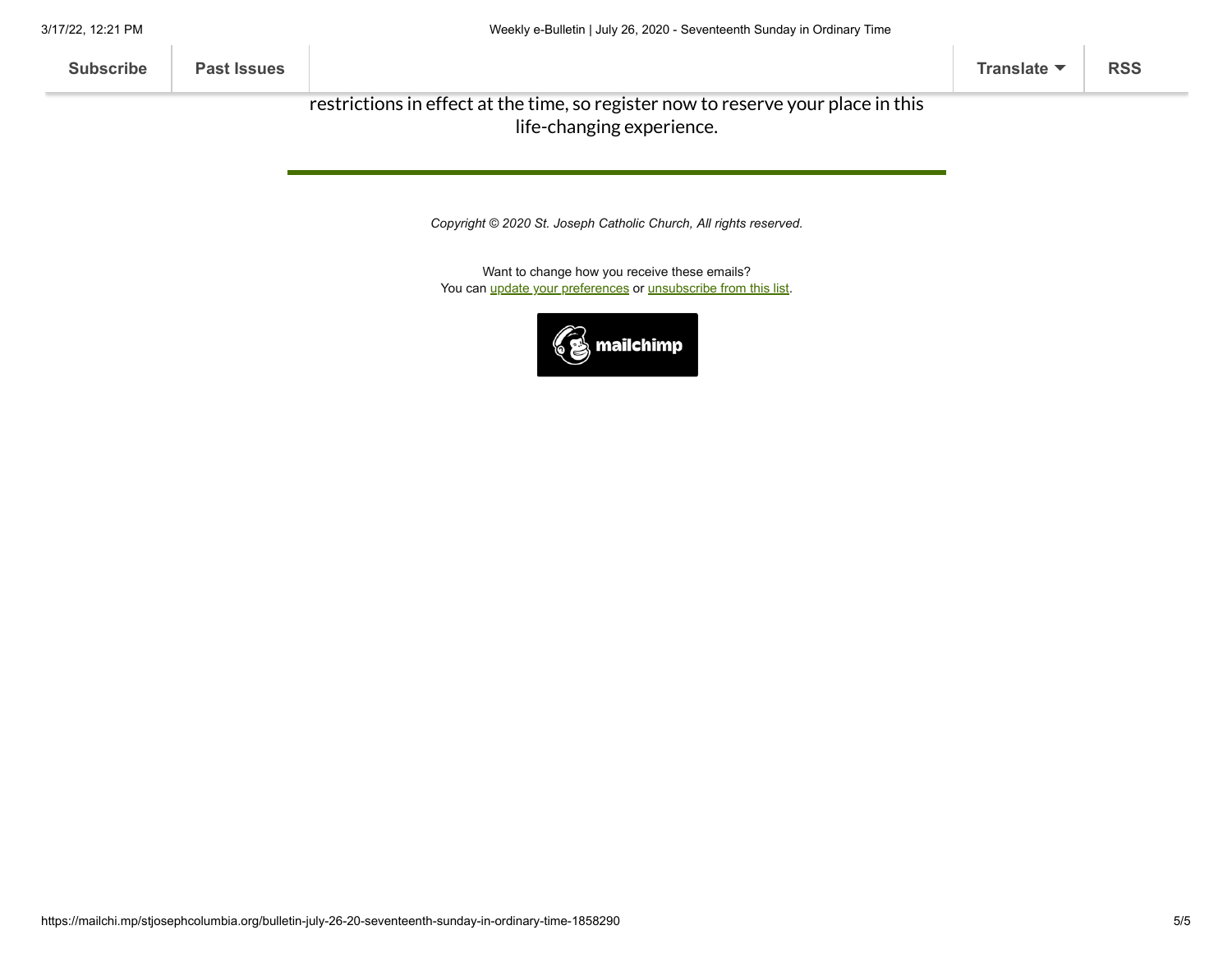restrictions in effect at the time, so register now to reserve your place in this life-changing experience.

---

*Copyright © 2020 St. Joseph Catholic Church, All rights reserved.*

Want to change how you receive these emails?
You can update your preferences or unsubscribe from this list.